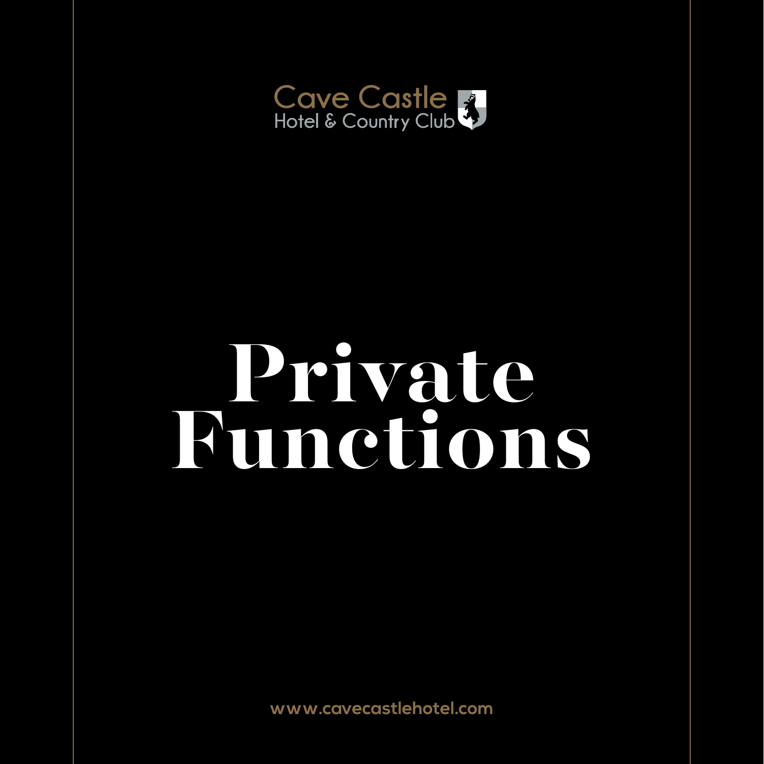Cave Castle
Hotel & Country Club

# Private Functions

www.cavecastlehotel.com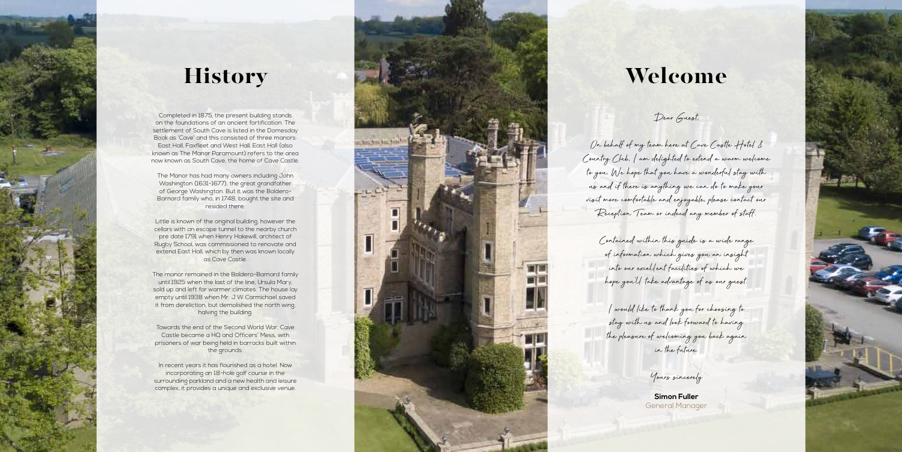# History

Completed in 1875, the present building stands on the foundations of an ancient fortification. The settlement of South Cave is listed in the Domesday Book as 'Cave' and this consisted of three manors: East Hall, Faxfleet and West Hall. East Hall (also known as The Manor Paramount) refers to the area now known as South Cave, the home of Cave Castle.

The Manor has had many owners including John Washington (1631-1677), the great grandfather of George Washington. But it was the Boldero-Barnard family who, in 1748, bought the site and resided there.

Little is known of the original building, however the cellars with an escape tunnel to the nearby church pre date 1791 when Henry Hakewill, architect of Rugby School, was commissioned to renovate and extend East Hall, which by then was known locally as Cave Castle.

The manor remained in the Boldero-Barnard family until 1925 when the last of the line, Ursula Mary, sold up and left for warmer climates. The house lay empty until 1938 when Mr. J W Carmichael saved it from dereliction, but demolished the north wing, halving the building.

Towards the end of the Second World War, Cave Castle became a HQ and Officers' Mess, with prisoners of war being held in barracks built within the grounds.

In recent years it has flourished as a hotel. Now incorporating an 18-hole golf course in the surrounding parkland and a new health and leisure complex, it provides a unique and exclusive venue.

# Welcome

*Dear Guest,*

*On behalf of my team here at Cave Castle Hotel & Country Club, I am delighted to extend a warm welcome to you. We hope that you have a wonderful stay with us and if there is anything we can do to make your visit more comfortable and enjoyable, please contact our Reception Team or indeed any member of staff.*

*Contained within this guide is a wide range of information which gives you an insight into our excellent facilities of which we hope you'll take advantage of as our guest.*

*I would like to thank you for choosing to stay with us and look forward to having the pleasure of welcoming you back again in the future.*

*Yours sincerely*

**Simon Fuller**
General Manager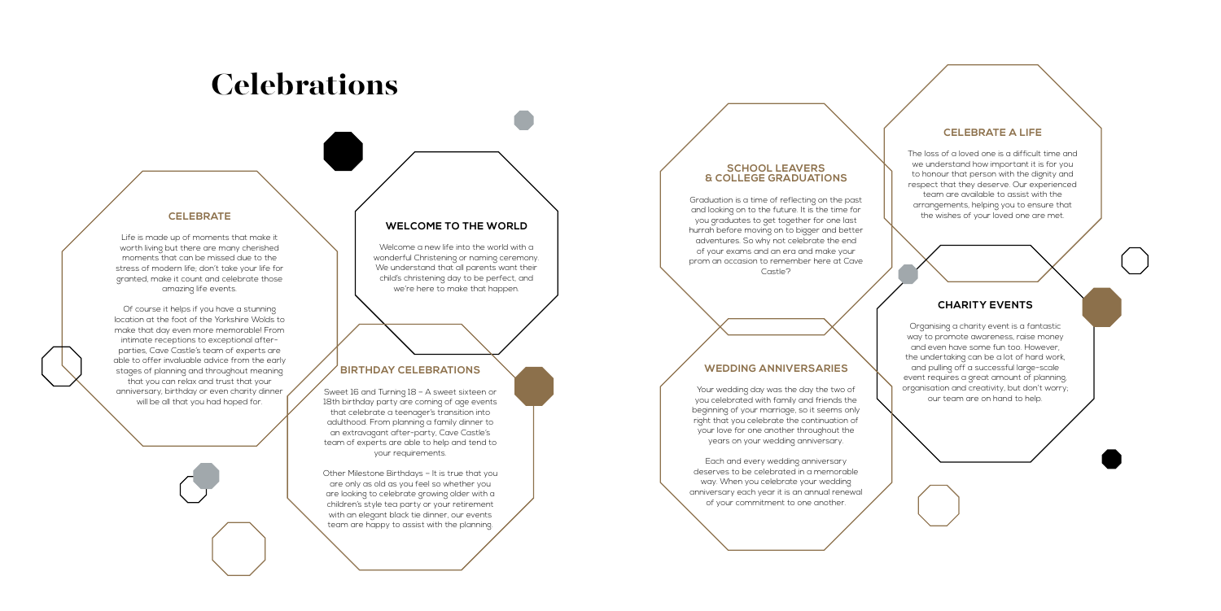# Celebrations

## CELEBRATE

Life is made up of moments that make it worth living but there are many cherished moments that can be missed due to the stress of modern life; don't take your life for granted, make it count and celebrate those amazing life events.

Of course it helps if you have a stunning location at the foot of the Yorkshire Wolds to make that day even more memorable! From intimate receptions to exceptional after-parties, Cave Castle's team of experts are able to offer invaluable advice from the early stages of planning and throughout meaning that you can relax and trust that your anniversary, birthday or even charity dinner will be all that you had hoped for.

## WELCOME TO THE WORLD

Welcome a new life into the world with a wonderful Christening or naming ceremony. We understand that all parents want their child's christening day to be perfect, and we're here to make that happen.

## BIRTHDAY CELEBRATIONS

Sweet 16 and Turning 18 – A sweet sixteen or 18th birthday party are coming of age events that celebrate a teenager's transition into adulthood. From planning a family dinner to an extravagant after-party, Cave Castle's team of experts are able to help and tend to your requirements.

Other Milestone Birthdays – It is true that you are only as old as you feel so whether you are looking to celebrate growing older with a children's style tea party or your retirement with an elegant black tie dinner, our events team are happy to assist with the planning.

## SCHOOL LEAVERS & COLLEGE GRADUATIONS

Graduation is a time of reflecting on the past and looking on to the future. It is the time for you graduates to get together for one last hurrah before moving on to bigger and better adventures. So why not celebrate the end of your exams and an era and make your prom an occasion to remember here at Cave Castle?

## WEDDING ANNIVERSARIES

Your wedding day was the day the two of you celebrated with family and friends the beginning of your marriage, so it seems only right that you celebrate the continuation of your love for one another throughout the years on your wedding anniversary.

Each and every wedding anniversary deserves to be celebrated in a memorable way. When you celebrate your wedding anniversary each year it is an annual renewal of your commitment to one another.

## CELEBRATE A LIFE

The loss of a loved one is a difficult time and we understand how important it is for you to honour that person with the dignity and respect that they deserve. Our experienced team are available to assist with the arrangements, helping you to ensure that the wishes of your loved one are met.

## CHARITY EVENTS

Organising a charity event is a fantastic way to promote awareness, raise money and even have some fun too. However, the undertaking can be a lot of hard work, and pulling off a successful large-scale event requires a great amount of planning, organisation and creativity, but don't worry; our team are on hand to help.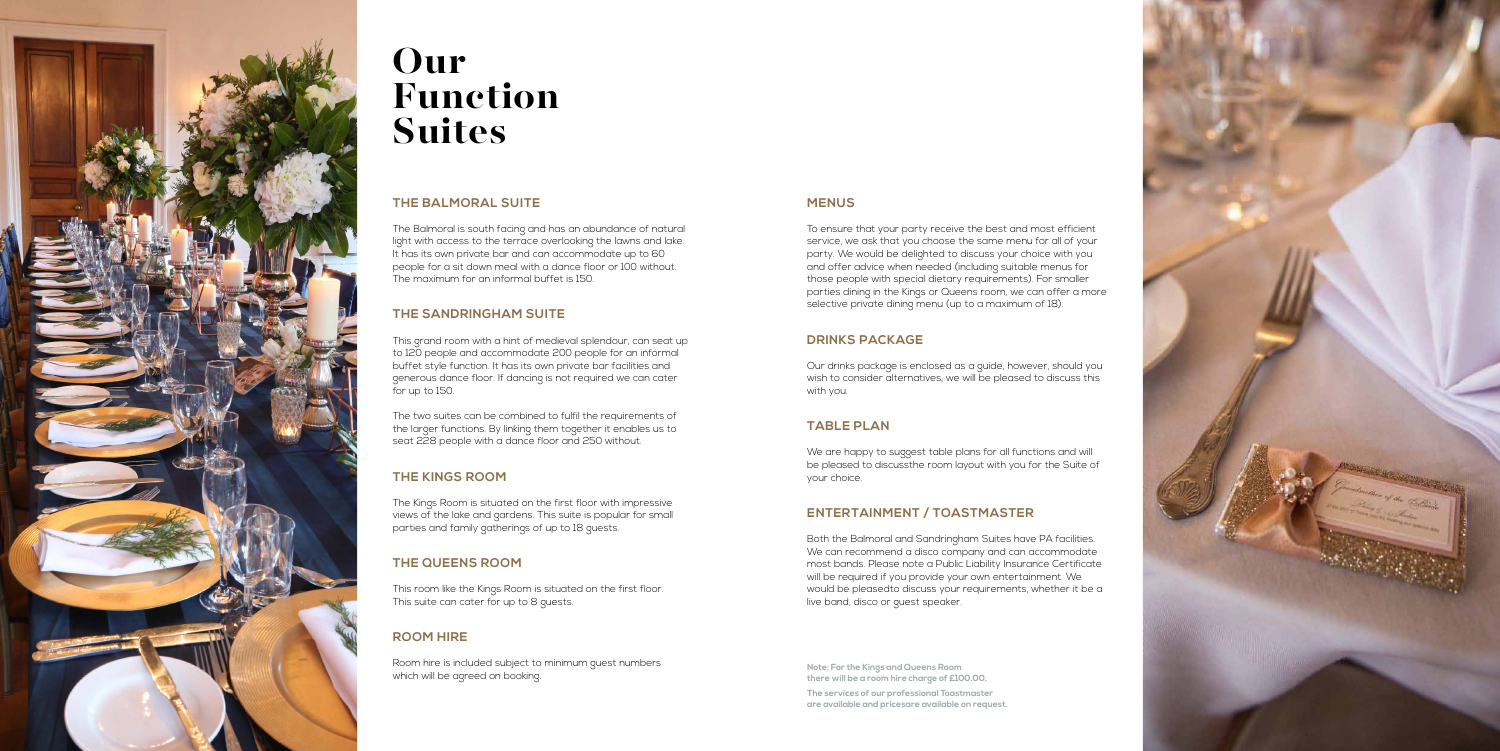# Our Function Suites

## THE BALMORAL SUITE

The Balmoral is south facing and has an abundance of natural light with access to the terrace overlooking the lawns and lake. It has its own private bar and can accommodate up to 60 people for a sit down meal with a dance floor or 100 without. The maximum for an informal buffet is 150.

## THE SANDRINGHAM SUITE

This grand room with a hint of medieval splendour, can seat up to 120 people and accommodate 200 people for an informal buffet style function. It has its own private bar facilities and generous dance floor. If dancing is not required we can cater for up to 150.

The two suites can be combined to fulfil the requirements of the larger functions. By linking them together it enables us to seat 228 people with a dance floor and 250 without.

## THE KINGS ROOM

The Kings Room is situated on the first floor with impressive views of the lake and gardens. This suite is popular for small parties and family gatherings of up to 18 guests.

## THE QUEENS ROOM

This room like the Kings Room is situated on the first floor. This suite can cater for up to 8 guests.

## ROOM HIRE

Room hire is included subject to minimum guest numbers which will be agreed on booking.

## MENUS

To ensure that your party receive the best and most efficient service, we ask that you choose the same menu for all of your party. We would be delighted to discuss your choice with you and offer advice when needed (including suitable menus for those people with special dietary requirements). For smaller parties dining in the Kings or Queens room, we can offer a more selective private dining menu (up to a maximum of 18).

## DRINKS PACKAGE

Our drinks package is enclosed as a guide, however, should you wish to consider alternatives, we will be pleased to discuss this with you.

## TABLE PLAN

We are happy to suggest table plans for all functions and will be pleased to discussthe room layout with you for the Suite of your choice.

## ENTERTAINMENT / TOASTMASTER

Both the Balmoral and Sandringham Suites have PA facilities. We can recommend a disco company and can accommodate most bands. Please note a Public Liability Insurance Certificate will be required if you provide your own entertainment. We would be pleasedto discuss your requirements, whether it be a live band, disco or guest speaker.

**Note: For the Kings and Queens Room there will be a room hire charge of £100.00.**

**The services of our professional Toastmaster are available and pricesare available on request.**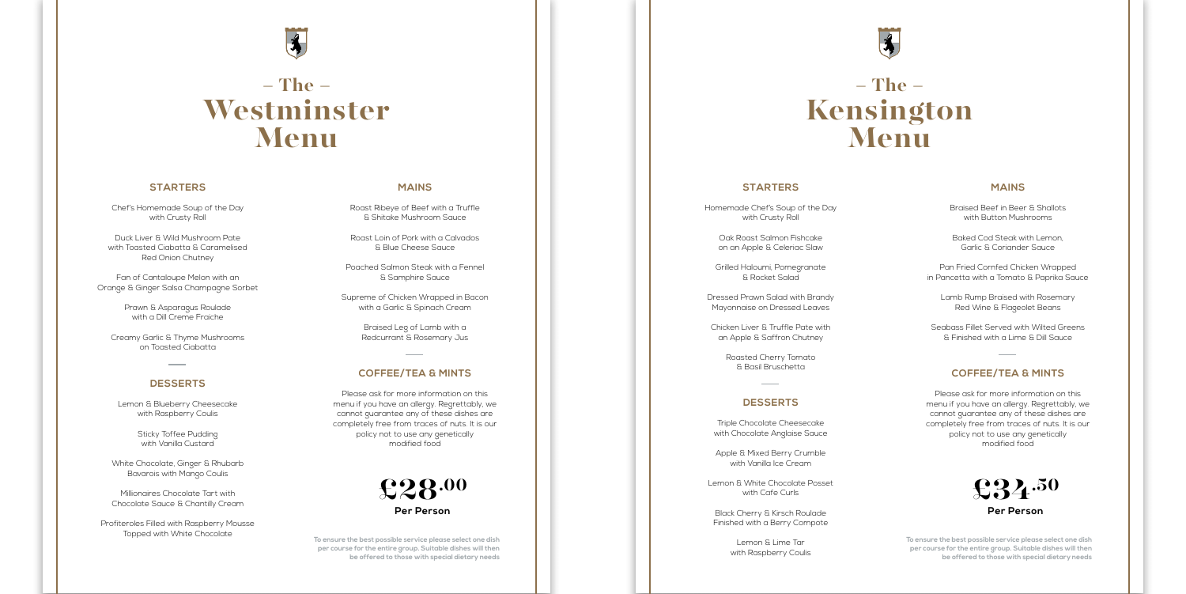# – The – Westminster Menu

## STARTERS

Chef's Homemade Soup of the Day with Crusty Roll

Duck Liver & Wild Mushroom Pate with Toasted Ciabatta & Caramelised Red Onion Chutney

Fan of Cantaloupe Melon with an Orange & Ginger Salsa Champagne Sorbet

Prawn & Asparagus Roulade with a Dill Creme Fraiche

Creamy Garlic & Thyme Mushrooms on Toasted Ciabatta

## DESSERTS

Lemon & Blueberry Cheesecake with Raspberry Coulis

Sticky Toffee Pudding with Vanilla Custard

White Chocolate, Ginger & Rhubarb Bavarois with Mango Coulis

Millionaires Chocolate Tart with Chocolate Sauce & Chantilly Cream

Profiteroles Filled with Raspberry Mousse Topped with White Chocolate

## MAINS

Roast Ribeye of Beef with a Truffle & Shitake Mushroom Sauce

Roast Loin of Pork with a Calvados & Blue Cheese Sauce

Poached Salmon Steak with a Fennel & Samphire Sauce

Supreme of Chicken Wrapped in Bacon with a Garlic & Spinach Cream

Braised Leg of Lamb with a Redcurrant & Rosemary Jus

## COFFEE/TEA & MINTS

Please ask for more information on this menu if you have an allergy. Regrettably, we cannot guarantee any of these dishes are completely free from traces of nuts. It is our policy not to use any genetically modified food

**£28.00**

**Per Person**

**To ensure the best possible service please select one dish per course for the entire group. Suitable dishes will then be offered to those with special dietary needs**

# – The – Kensington Menu

## STARTERS

Homemade Chef's Soup of the Day with Crusty Roll

Oak Roast Salmon Fishcake on an Apple & Celeriac Slaw

Grilled Haloumi, Pomegranate & Rocket Salad

Dressed Prawn Salad with Brandy Mayonnaise on Dressed Leaves

Chicken Liver & Truffle Pate with an Apple & Saffron Chutney

Roasted Cherry Tomato & Basil Bruschetta

## DESSERTS

Triple Chocolate Cheesecake with Chocolate Anglaise Sauce

Apple & Mixed Berry Crumble with Vanilla Ice Cream

Lemon & White Chocolate Posset with Cafe Curls

Black Cherry & Kirsch Roulade Finished with a Berry Compote

Lemon & Lime Tar with Raspberry Coulis

## MAINS

Braised Beef in Beer & Shallots with Button Mushrooms

Baked Cod Steak with Lemon, Garlic & Coriander Sauce

Pan Fried Cornfed Chicken Wrapped in Pancetta with a Tomato & Paprika Sauce

Lamb Rump Braised with Rosemary Red Wine & Flageolet Beans

Seabass Fillet Served with Wilted Greens & Finished with a Lime & Dill Sauce

## COFFEE/TEA & MINTS

Please ask for more information on this menu if you have an allergy. Regrettably, we cannot guarantee any of these dishes are completely free from traces of nuts. It is our policy not to use any genetically modified food

**£34.50**

**Per Person**

**To ensure the best possible service please select one dish per course for the entire group. Suitable dishes will then be offered to those with special dietary needs**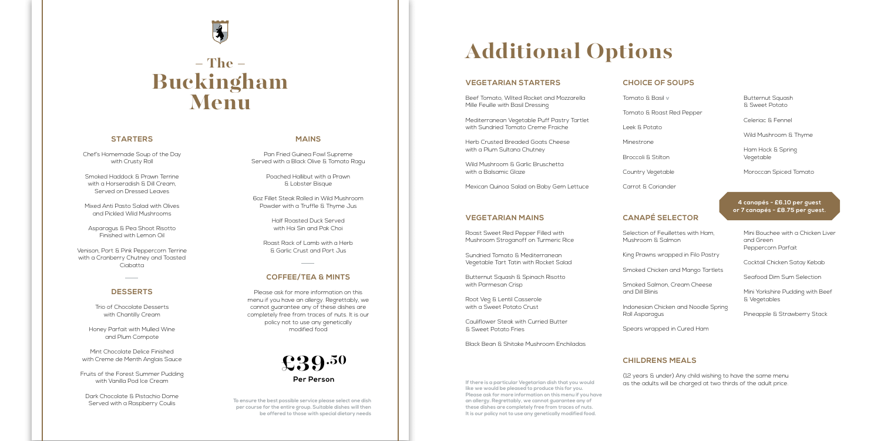# – The – Buckingham Menu

## STARTERS

Chef's Homemade Soup of the Day with Crusty Roll

Smoked Haddock & Prawn Terrine with a Horseradish & Dill Cream, Served on Dressed Leaves

Mixed Anti Pasto Salad with Olives and Pickled Wild Mushrooms

Asparagus & Pea Shoot Risotto Finished with Lemon Oil

Venison, Port & Pink Peppercorn Terrine with a Cranberry Chutney and Toasted Ciabatta

## DESSERTS

Trio of Chocolate Desserts with Chantilly Cream

Honey Parfait with Mulled Wine and Plum Compote

Mint Chocolate Delice Finished with Creme de Menth Anglais Sauce

Fruits of the Forest Summer Pudding with Vanilla Pod Ice Cream

Dark Chocolate & Pistachio Dome Served with a Raspberry Coulis

## MAINS

Pan Fried Guinea Fowl Supreme Served with a Black Olive & Tomato Ragu

Poached Halibut with a Prawn & Lobster Bisque

6oz Fillet Steak Rolled in Wild Mushroom Powder with a Truffle & Thyme Jus

Half Roasted Duck Served with Hoi Sin and Pak Choi

Roast Rack of Lamb with a Herb & Garlic Crust and Port Jus

## COFFEE/TEA & MINTS

Please ask for more information on this menu if you have an allergy. Regrettably, we cannot guarantee any of these dishes are completely free from traces of nuts. It is our policy not to use any genetically modified food

**£39.50**
**Per Person**

**To ensure the best possible service please select one dish per course for the entire group. Suitable dishes will then be offered to those with special dietary needs**

# Additional Options

## VEGETARIAN STARTERS

Beef Tomato, Wilted Rocket and Mozzarella Mille Feuille with Basil Dressing

Mediterranean Vegetable Puff Pastry Tartlet with Sundried Tomato Creme Fraiche

Herb Crusted Breaded Goats Cheese with a Plum Sultana Chutney

Wild Mushroom & Garlic Bruschetta with a Balsamic Glaze

Mexican Quinoa Salad on Baby Gem Lettuce

## VEGETARIAN MAINS

Roast Sweet Red Pepper Filled with Mushroom Stroganoff on Turmeric Rice

Sundried Tomato & Mediterranean Vegetable Tart Tatin with Rocket Salad

Butternut Squash & Spinach Risotto with Parmesan Crisp

Root Veg & Lentil Casserole with a Sweet Potato Crust

Cauliflower Steak with Curried Butter & Sweet Potato Fries

Black Bean & Shitake Mushroom Enchiladas

**If there is a particular Vegetarian dish that you would like we would be pleased to produce this for you. Please ask for more information on this menu if you have an allergy. Regrettably, we cannot guarantee any of these dishes are completely free from traces of nuts. It is our policy not to use any genetically modified food.**

## CHOICE OF SOUPS

Tomato & Basil v

Tomato & Roast Red Pepper

Leek & Potato

Minestrone

Broccoli & Stilton

Country Vegetable

Carrot & Coriander

Butternut Squash & Sweet Potato

Celeriac & Fennel

Wild Mushroom & Thyme

Ham Hock & Spring Vegetable

Moroccan Spiced Tomato

## CANAPÉ SELECTOR

**4 canapés - £6.10 per guest or 7 canapés - £8.75 per guest.**

Selection of Feuillettes with Ham, Mushroom & Salmon

King Prawns wrapped in Filo Pastry

Smoked Chicken and Mango Tartlets

Smoked Salmon, Cream Cheese and Dill Blinis

Indonesian Chicken and Noodle Spring Roll Asparagus

Spears wrapped in Cured Ham

Mini Bouchee with a Chicken Liver and Green Peppercorn Parfait

Cocktail Chicken Satay Kebab

Seafood Dim Sum Selection

Mini Yorkshire Pudding with Beef & Vegetables

Pineapple & Strawberry Stack

## CHILDRENS MEALS

(12 years & under) Any child wishing to have the same menu as the adults will be charged at two thirds of the adult price.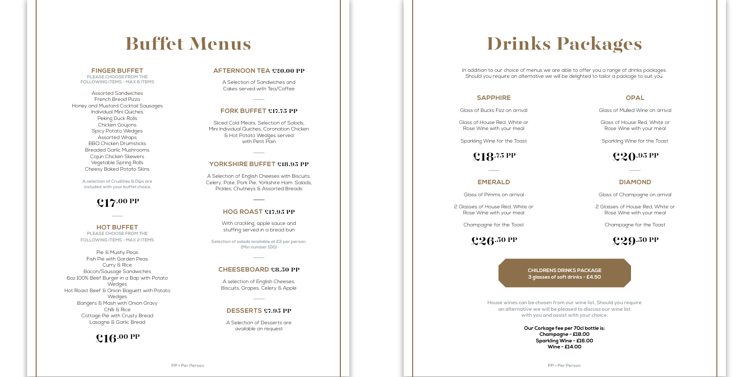# Buffet Menus

### FINGER BUFFET

PLEASE CHOOSE FROM THE FOLLOWING ITEMS - MAX 6 ITEMS

Assorted Sandwiches
French Bread Pizza
Honey and Mustard Cocktail Sausages
Individual Mini Quiches
Peking Duck Rolls
Chicken Goujons
Spicy Potato Wedges
Assorted Wraps
BBQ Chicken Drumsticks
Breaded Garlic Mushrooms
Cajun Chicken Skewers
Vegetable Spring Rolls
Cheesy Baked Potato Skins

A selection of Crudities & Dips are included with your buffet choice.

**£17.00 PP**

### HOT BUFFET

PLEASE CHOOSE FROM THE FOLLOWING ITEMS - MAX 2 ITEMS

Pie & Mushy Peas
Fish Pie with Garden Peas
Curry & Rice
Bacon/Sausage Sandwiches
6oz 100% Beef Burger in a Bap with Potato Wedges
Hot Roast Beef & Onion Baguett with Potato Wedges
Bangers & Mash with Onion Gravy
Chilli & Rice
Cottage Pie with Crusty Bread
Lasagne & Garlic Bread

**£16.00 PP**

### AFTERNOON TEA £20.00 PP

A Selection of Sandwiches and Cakes served with Tea/Coffee

### FORK BUFFET £17.75 PP

Sliced Cold Meats, Selection of Salads, Mini Individual Quiches, Coronation Chicken & Hot Potato Wedges served with Petit Pain

### YORKSHIRE BUFFET £18.95 PP

A Selection of English Cheeses with Biscuits, Celery, Pate, Pork Pie, Yorkshire Ham. Salads, Pickles, Chutneys & Assorted Breads

### HOG ROAST £17.95 PP

With crackling, apple sauce and stuffing served in a bread bun

Selection of salads available at £3 per person. (Min number 100)

### CHEESEBOARD £8.50 PP

A selection of English Cheeses, Biscuits, Grapes, Celery & Apple

### DESSERTS £7.95 PP

A Selection of Desserts are available on request

PP = Per Person

# Drinks Packages

In addition to our choice of menus we are able to offer you a range of drinks packages. Should you require an alternative we will be delighted to tailor a package to suit you.

### SAPPHIRE

Glass of Bucks Fizz on arrival

Glass of House Red, White or Rose Wine with your meal

Sparkling Wine for the Toast

**£18.75 PP**

### OPAL

Glass of Mulled Wine on arrival

Glass of House Red, White or Rose Wine with your meal

Sparkling Wine for the Toast

**£20.95 PP**

### EMERALD

Glass of Pimms on arrival

2 Glasses of House Red, White or Rose Wine with your meal

Champagne for the Toast

**£26.50 PP**

### DIAMOND

Glass of Champagne on arrival

2 Glasses of House Red, White or Rose Wine with your meal

Champagne for the Toast

**£29.50 PP**

**CHILDRENS DRINKS PACKAGE**
**3 glasses of soft drinks - £4.50**

House wines can be chosen from our wine list. Should you require an alternative we will be pleased to discuss our wine list with you and assist with your choice.

**Our Corkage fee per 70cl bottle is:**
**Champagne - £18.00**
**Sparkling Wine - £16.00**
**Wine - £14.00**

PP = Per Person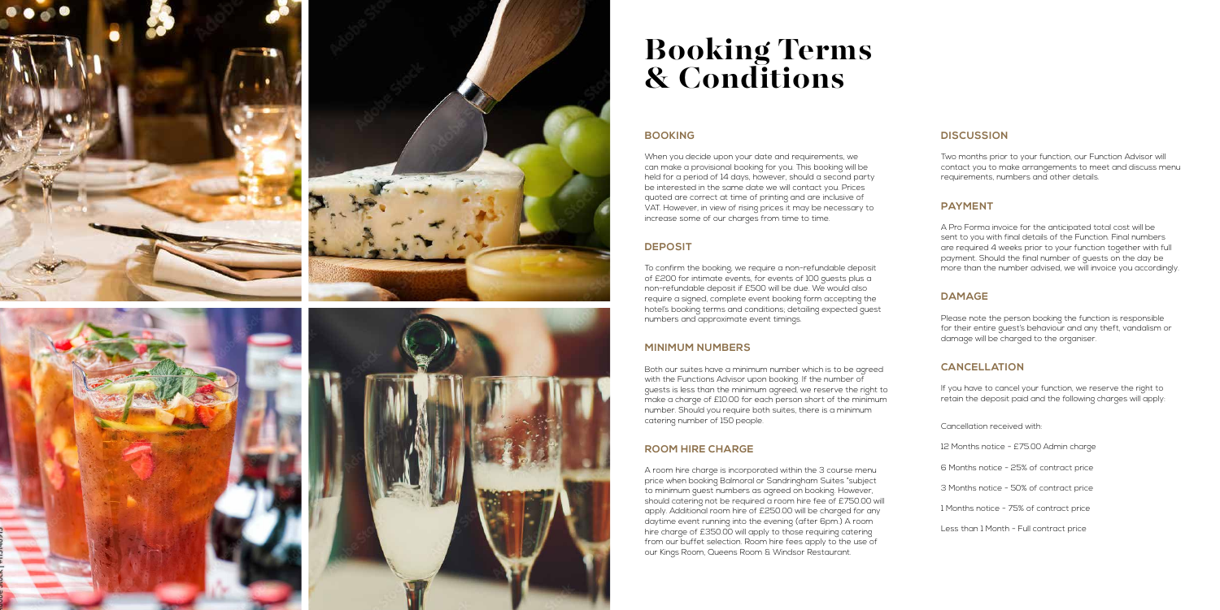# Booking Terms & Conditions

## BOOKING

When you decide upon your date and requirements, we can make a provisional booking for you. This booking will be held for a period of 14 days, however, should a second party be interested in the same date we will contact you. Prices quoted are correct at time of printing and are inclusive of VAT. However, in view of rising prices it may be necessary to increase some of our charges from time to time.

## DEPOSIT

To confirm the booking, we require a non-refundable deposit of £200 for intimate events, for events of 100 guests plus a non-refundable deposit if £500 will be due. We would also require a signed, complete event booking form accepting the hotel's booking terms and conditions; detailing expected guest numbers and approximate event timings.

## MINIMUM NUMBERS

Both our suites have a minimum number which is to be agreed with the Functions Advisor upon booking. If the number of guests is less than the minimum agreed, we reserve the right to make a charge of £10.00 for each person short of the minimum number. Should you require both suites, there is a minimum catering number of 150 people.

## ROOM HIRE CHARGE

A room hire charge is incorporated within the 3 course menu price when booking Balmoral or Sandringham Suites *subject to minimum guest numbers as agreed on booking. However, should catering not be required a room hire fee of £750.00 will apply. Additional room hire of £250.00 will be charged for any daytime event running into the evening (after 6pm.) A room hire charge of £350.00 will apply to those requiring catering from our buffet selection. Room hire fees apply to the use of our Kings Room, Queens Room & Windsor Restaurant.

## DISCUSSION

Two months prior to your function, our Function Advisor will contact you to make arrangements to meet and discuss menu requirements, numbers and other details.

## PAYMENT

A Pro Forma invoice for the anticipated total cost will be sent to you with final details of the Function. Final numbers are required 4 weeks prior to your function together with full payment. Should the final number of guests on the day be more than the number advised, we will invoice you accordingly.

## DAMAGE

Please note the person booking the function is responsible for their entire guest's behaviour and any theft, vandalism or damage will be charged to the organiser.

## CANCELLATION

If you have to cancel your function, we reserve the right to retain the deposit paid and the following charges will apply:

Cancellation received with:

12 Months notice - £75.00 Admin charge

6 Months notice - 25% of contract price

3 Months notice - 50% of contract price

1 Months notice - 75% of contract price

Less than 1 Month - Full contract price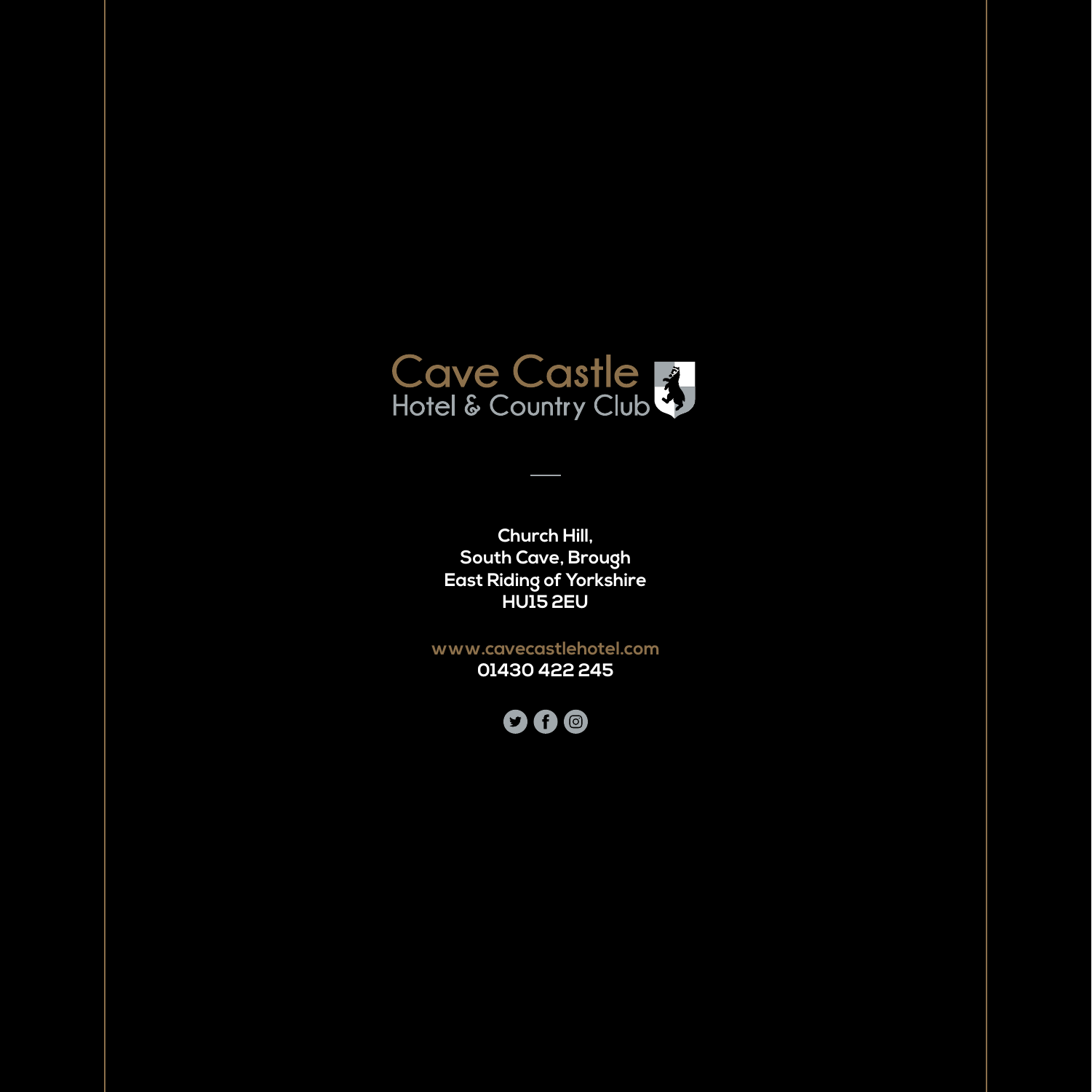Cave Castle

Hotel & Country Club

Church Hill,
South Cave, Brough
East Riding of Yorkshire
HU15 2EU

www.cavecastlehotel.com
01430 422 245